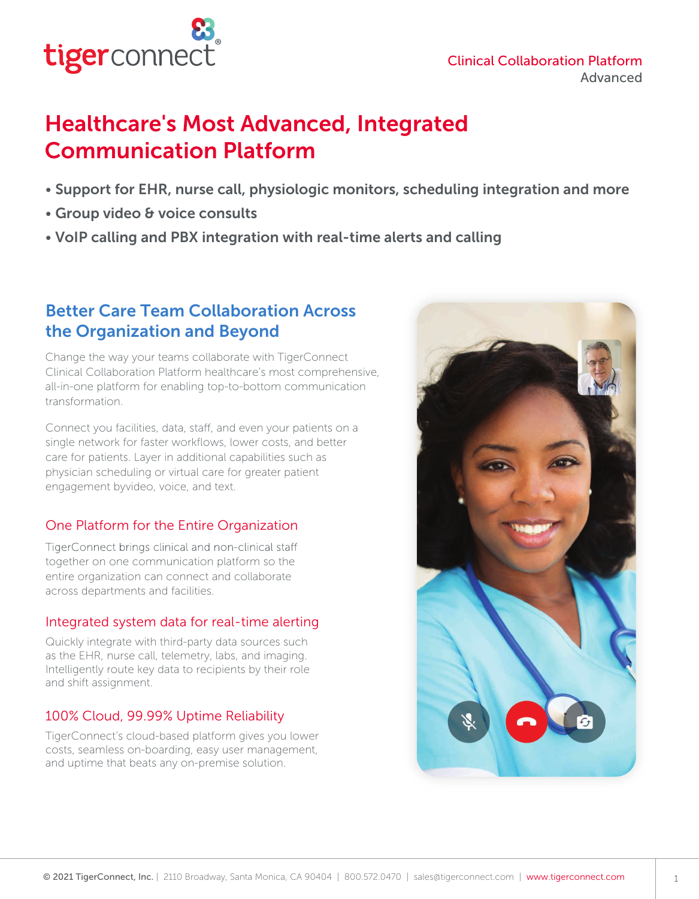Clinical Collaboration Platform
Advanced

# Healthcare's Most Advanced, Integrated Communication Platform

- **Support for EHR, nurse call, physiologic monitors, scheduling integration and more**
- **Group video & voice consults**
- **VoIP calling and PBX integration with real-time alerts and calling**

## Better Care Team Collaboration Across the Organization and Beyond

Change the way your teams collaborate with TigerConnect Clinical Collaboration Platform healthcare's most comprehensive, all-in-one platform for enabling top-to-bottom communication transformation.

Connect you facilities, data, staff, and even your patients on a single network for faster workflows, lower costs, and better care for patients. Layer in additional capabilities such as physician scheduling or virtual care for greater patient engagement byvideo, voice, and text.

### One Platform for the Entire Organization

TigerConnect brings clinical and non-clinical staff together on one communication platform so the entire organization can connect and collaborate across departments and facilities.

### Integrated system data for real-time alerting

Quickly integrate with third-party data sources such as the EHR, nurse call, telemetry, labs, and imaging. Intelligently route key data to recipients by their role and shift assignment.

### 100% Cloud, 99.99% Uptime Reliability

TigerConnect's cloud-based platform gives you lower costs, seamless on-boarding, easy user management, and uptime that beats any on-premise solution.

© 2021 TigerConnect, Inc. | 2110 Broadway, Santa Monica, CA 90404 | 800.572.0470 | sales@tigerconnect.com | www.tigerconnect.com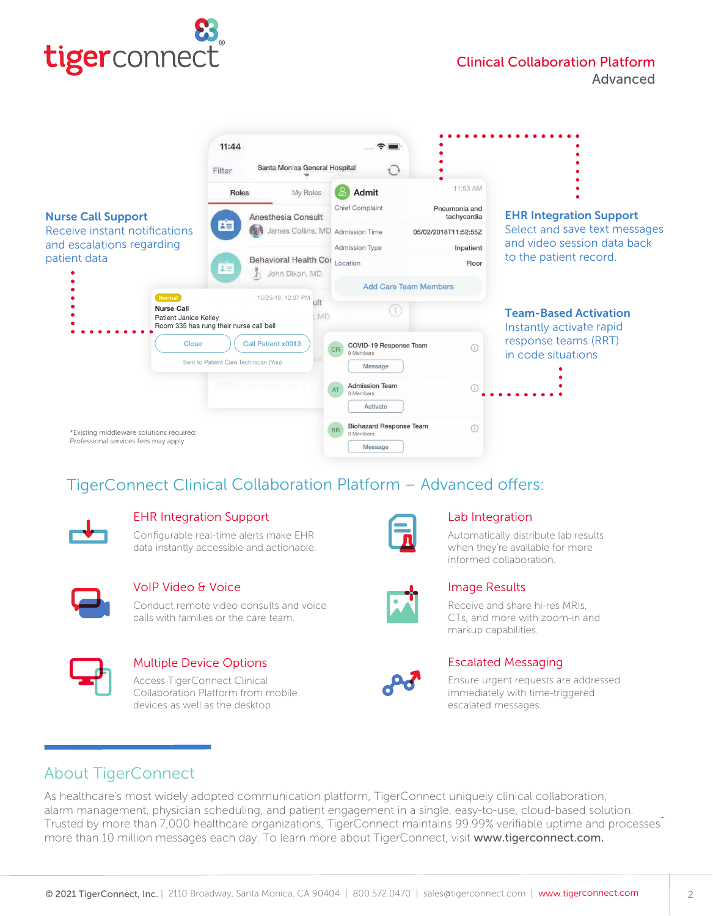# Clinical Collaboration Platform
Advanced

**Nurse Call Support**
Receive instant notifications and escalations regarding patient data

**EHR Integration Support**
Select and save text messages and video session data back to the patient record.

**Team-Based Activation**
Instantly activate rapid response teams (RRT) in code situations

*Existing middleware solutions required; Professional services fees may apply

## TigerConnect Clinical Collaboration Platform – Advanced offers:

### EHR Integration Support
Configurable real-time alerts make EHR data instantly accessible and actionable.

### Lab Integration
Automatically distribute lab results when they're available for more informed collaboration.

### VoIP Video & Voice
Conduct remote video consults and voice calls with families or the care team.

### Image Results
Receive and share hi-res MRIs, CTs, and more with zoom-in and markup capabilities.

### Multiple Device Options
Access TigerConnect Clinical Collaboration Platform from mobile devices as well as the desktop.

### Escalated Messaging
Ensure urgent requests are addressed immediately with time-triggered escalated messages.

## About TigerConnect

As healthcare's most widely adopted communication platform, TigerConnect uniquely clinical collaboration, alarm management, physician scheduling, and patient engagement in a single, easy-to-use, cloud-based solution. Trusted by more than 7,000 healthcare organizations, TigerConnect maintains 99.99% verifiable uptime and processes more than 10 million messages each day. To learn more about TigerConnect, visit **www.tigerconnect.com.**

© 2021 TigerConnect, Inc. | 2110 Broadway, Santa Monica, CA 90404 | 800.572.0470 | sales@tigerconnect.com | www.tigerconnect.com